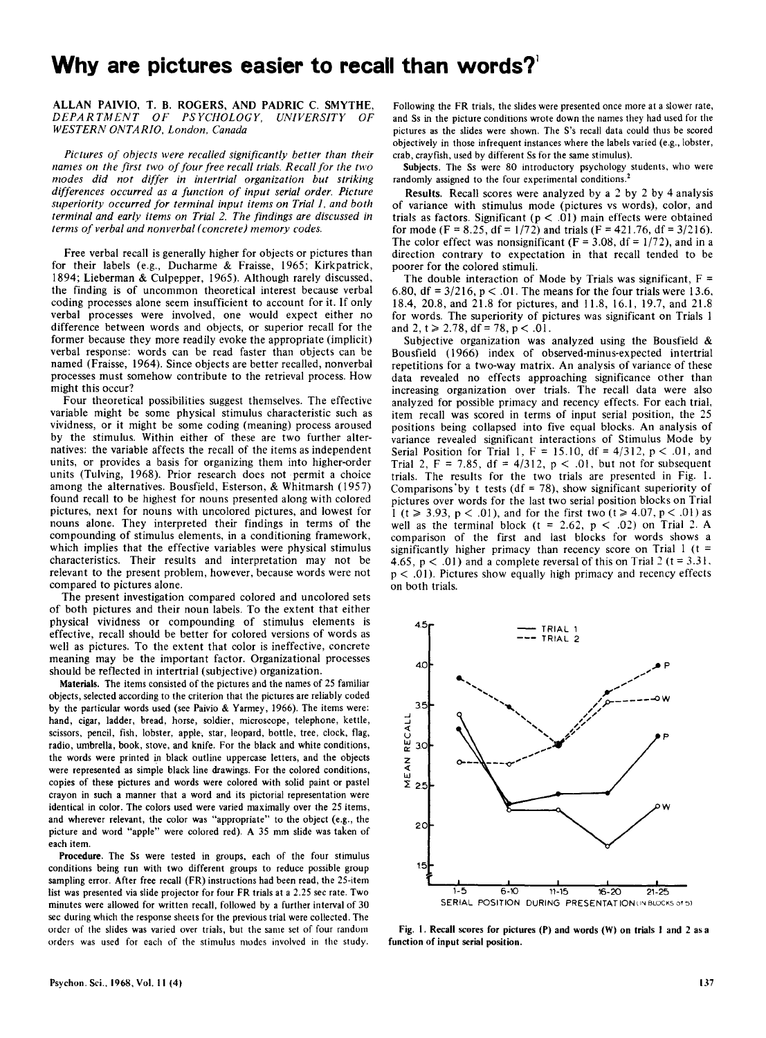# Why are pictures easier to recall than words?[1]

ALLAN PAIVIO, T. B. ROGERS, AND PADRIC C. SMYTHE, *DEPARTMENT OF PSYCHOLOGY, UNIVERSITY OF WESTERN ONTARIO, London, Canada*

*Pictures of objects were recalled significantly better than their names on the first two of four free recall trials. Recall for the two modes did not differ in intertrial organization but striking differences occurred as a function of input serial order. Picture superiority occurred for terminal input items on Trial 1, and both terminal and early items on Trial 2. The findings are discussed in terms of verbal and nonverbal (concrete) memory codes.*

Free verbal recall is generally higher for objects or pictures than for their labels (e.g., Ducharme & Fraisse, 1965; Kirkpatrick, 1894; Lieberman & Culpepper, 1965). Although rarely discussed, the finding is of uncommon theoretical interest because verbal coding processes alone seem insufficient to account for it. If only verbal processes were involved, one would expect either no difference between words and objects, or superior recall for the former because they more readily evoke the appropriate (implicit) verbal response: words can be read faster than objects can be named (Fraisse, 1964). Since objects are better recalled, nonverbal processes must somehow contribute to the retrieval process. How might this occur?

Four theoretical possibilities suggest themselves. The effective variable might be some physical stimulus characteristic such as vividness, or it might be some coding (meaning) process aroused by the stimulus. Within either of these are two further alternatives: the variable affects the recall of the items as independent units, or provides a basis for organizing them into higher-order units (Tulving, 1968). Prior research does not permit a choice among the alternatives. Bousfield, Esterson, & Whitmarsh (1957) found recall to be highest for nouns presented along with colored pictures, next for nouns with uncolored pictures, and lowest for nouns alone. They interpreted their findings in terms of the compounding of stimulus elements, in a conditioning framework, which implies that the effective variables were physical stimulus characteristics. Their results and interpretation may not be relevant to the present problem, however, because words were not compared to pictures alone.

The present investigation compared colored and uncolored sets of both pictures and their noun labels. To the extent that either physical vividness or compounding of stimulus elements is effective, recall should be better for colored versions of words as well as pictures. To the extent that color is ineffective, concrete meaning may be the important factor. Organizational processes should be reflected in intertrial (subjective) organization.

**Materials.** The items consisted of the pictures and the names of 25 familiar objects, selected according to the criterion that the pictures are reliably coded by the particular words used (see Paivio & Yarmey, 1966). The items were: hand, cigar, ladder, bread, horse, soldier, microscope, telephone, kettle, scissors, pencil, fish, lobster, apple, star, leopard, bottle, tree, clock, flag, radio, umbrella, book, stove, and knife. For the black and white conditions, the words were printed in black outline uppercase letters, and the objects were represented as simple black line drawings. For the colored conditions, copies of these pictures and words were colored with solid paint or pastel crayon in such a manner that a word and its pictorial representation were identical in color. The colors used were varied maximally over the 25 items, and wherever relevant, the color was "appropriate" to the object (e.g., the picture and word "apple" were colored red). A 35 mm slide was taken of each item.

**Procedure.** The Ss were tested in groups, each of the four stimulus conditions being run with two different groups to reduce possible group sampling error. After free recall (FR) instructions had been read, the 25-item list was presented via slide projector for four FR trials at a 2.25 sec rate. Two minutes were allowed for written recall, followed by a further interval of 30 sec during which the response sheets for the previous trial were collected. The order of the slides was varied over trials, but the same set of four random orders was used for each of the stimulus modes involved in the study. Following the FR trials, the slides were presented once more at a slower rate, and Ss in the picture conditions wrote down the names they had used for the pictures as the slides were shown. The S's recall data could thus be scored objectively in those infrequent instances where the labels varied (e.g., lobster, crab, crayfish, used by different Ss for the same stimulus).

**Subjects.** The Ss were 80 introductory psychology students, who were randomly assigned to the four experimental conditions.[2]

**Results.** Recall scores were analyzed by a 2 by 2 by 4 analysis of variance with stimulus mode (pictures vs words), color, and trials as factors. Significant ($p < .01$) main effects were obtained for mode ($F = 8.25$, $df = 1/72$) and trials ($F = 421.76$, $df = 3/216$). The color effect was nonsignificant ($F = 3.08$, $df = 1/72$), and in a direction contrary to expectation in that recall tended to be poorer for the colored stimuli.

The double interaction of Mode by Trials was significant, $F = 6.80$, $df = 3/216$, $p < .01$. The means for the four trials were 13.6, 18.4, 20.8, and 21.8 for pictures, and 11.8, 16.1, 19.7, and 21.8 for words. The superiority of pictures was significant on Trials 1 and 2, $t \geq 2.78$, $df = 78$, $p < .01$.

Subjective organization was analyzed using the Bousfield & Bousfield (1966) index of observed-minus-expected intertrial repetitions for a two-way matrix. An analysis of variance of these data revealed no effects approaching significance other than increasing organization over trials. The recall data were also analyzed for possible primacy and recency effects. For each trial, item recall was scored in terms of input serial position, the 25 positions being collapsed into five equal blocks. An analysis of variance revealed significant interactions of Stimulus Mode by Serial Position for Trial 1, $F = 15.10$, $df = 4/312$, $p < .01$, and Trial 2, $F = 7.85$, $df = 4/312$, $p < .01$, but not for subsequent trials. The results for the two trials are presented in Fig. 1. Comparisons by t tests ($df = 78$), show significant superiority of pictures over words for the last two serial position blocks on Trial 1 ($t \geq 3.93$, $p < .01$), and for the first two ($t \geq 4.07$, $p < .01$) as well as the terminal block ($t = 2.62$, $p < .02$) on Trial 2. A comparison of the first and last blocks for words shows a significantly higher primacy than recency score on Trial 1 ($t = 4.65$, $p < .01$) and a complete reversal of this on Trial 2 ($t = 3.31$, $p < .01$). Pictures show equally high primacy and recency effects on both trials.

Fig. 1. Recall scores for pictures (P) and words (W) on trials 1 and 2 as a function of input serial position.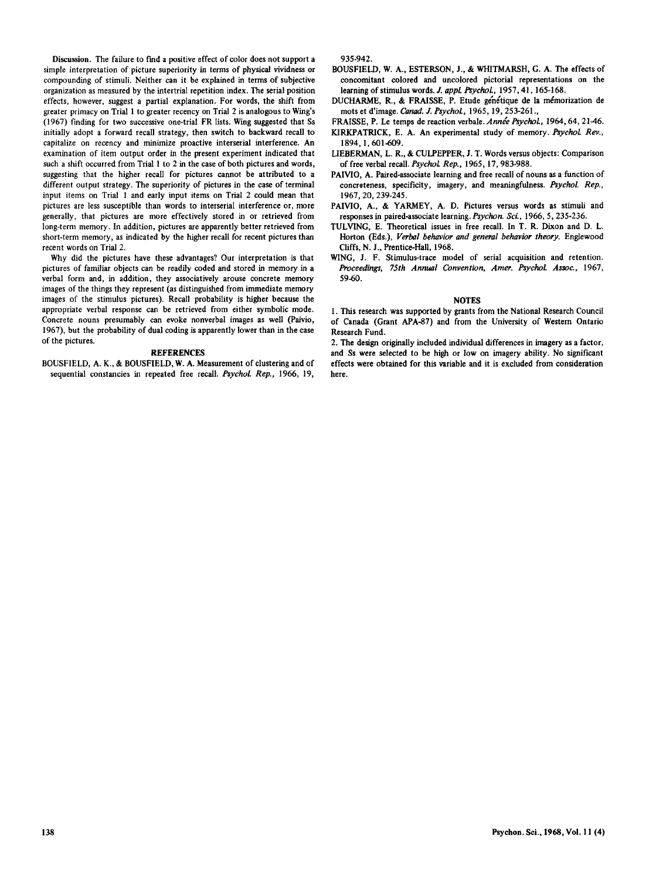**Discussion.** The failure to find a positive effect of color does not support a simple interpretation of picture superiority in terms of physical vividness or compounding of stimuli. Neither can it be explained in terms of subjective organization as measured by the intertrial repetition index. The serial position effects, however, suggest a partial explanation. For words, the shift from greater primacy on Trial 1 to greater recency on Trial 2 is analogous to Wing's (1967) finding for two successive one-trial FR lists. Wing suggested that Ss initially adopt a forward recall strategy, then switch to backward recall to capitalize on recency and minimize proactive interserial interference. An examination of item output order in the present experiment indicated that such a shift occurred from Trial 1 to 2 in the case of both pictures and words, suggesting that the higher recall for pictures cannot be attributed to a different output strategy. The superiority of pictures in the case of terminal input items on Trial 1 and early input items on Trial 2 could mean that pictures are less susceptible than words to interserial interference or, more generally, that pictures are more effectively stored in or retrieved from long-term memory. In addition, pictures are apparently better retrieved from short-term memory, as indicated by the higher recall for recent pictures than recent words on Trial 2.

Why did the pictures have these advantages? Our interpretation is that pictures of familiar objects can be readily coded and stored in memory in a verbal form and, in addition, they associatively arouse concrete memory images of the things they represent (as distinguished from immediate memory images of the stimulus pictures). Recall probability is higher because the appropriate verbal response can be retrieved from either symbolic mode. Concrete nouns presumably can evoke nonverbal images as well (Paivio, 1967), but the probability of dual coding is apparently lower than in the case of the pictures.

## REFERENCES

BOUSFIELD, A. K., & BOUSFIELD, W. A. Measurement of clustering and of sequential constancies in repeated free recall. *Psychol. Rep.*, 1966, 19, 935-942.

BOUSFIELD, W. A., ESTERSON, J., & WHITMARSH, G. A. The effects of concomitant colored and uncolored pictorial representations on the learning of stimulus words. *J. appl. Psychol.*, 1957, 41, 165-168.

DUCHARME, R., & FRAISSE, P. Etude génétique de la mémorization de mots et d'image. *Canad. J. Psychol.*, 1965, 19, 253-261.,

FRAISSE, P. Le temps de reaction verbale. *Année Psychol.*, 1964, 64, 21-46.

KIRKPATRICK, E. A. An experimental study of memory. *Psychol. Rev.*, 1894, 1, 601-609.

LIEBERMAN, L. R., & CULPEPPER, J. T. Words versus objects: Comparison of free verbal recall. *Psychol. Rep.*, 1965, 17, 983-988.

PAIVIO, A. Paired-associate learning and free recall of nouns as a function of concreteness, specificity, imagery, and meaningfulness. *Psychol. Rep.*, 1967, 20, 239-245.

PAIVIO, A., & YARMEY, A. D. Pictures versus words as stimuli and responses in paired-associate learning. *Psychon. Sci.*, 1966, 5, 235-236.

TULVING, E. Theoretical issues in free recall. In T. R. Dixon and D. L. Horton (Eds.), *Verbal behavior and general behavior theory.* Englewood Cliffs, N. J., Prentice-Hall, 1968.

WING, J. F. Stimulus-trace model of serial acquisition and retention. *Proceedings, 75th Annual Convention, Amer. Psychol. Assoc.*, 1967, 59-60.

## NOTES

1. This research was supported by grants from the National Research Council of Canada (Grant APA-87) and from the University of Western Ontario Research Fund.

2. The design originally included individual differences in imagery as a factor, and Ss were selected to be high or low on imagery ability. No significant effects were obtained for this variable and it is excluded from consideration here.